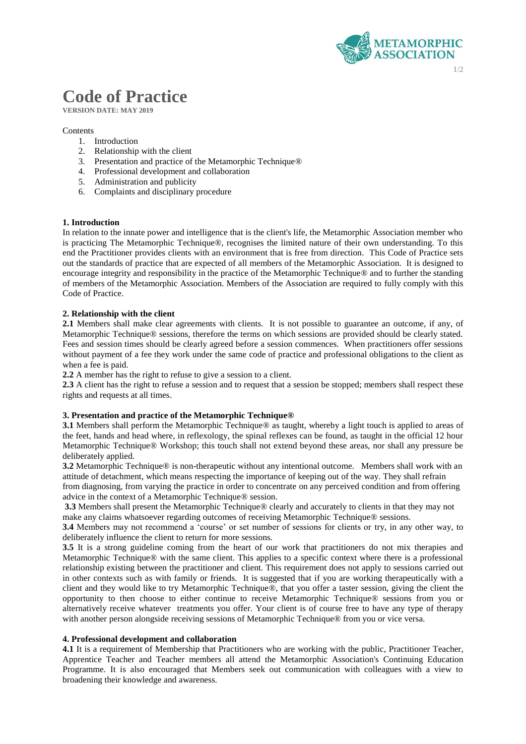# Code of Practice

**VERSION DATE: MAY 2019**

Contents

1. Introduction
2. Relationship with the client
3. Presentation and practice of the Metamorphic Technique®
4. Professional development and collaboration
5. Administration and publicity
6. Complaints and disciplinary procedure

## 1. Introduction

In relation to the innate power and intelligence that is the client's life, the Metamorphic Association member who is practicing The Metamorphic Technique®, recognises the limited nature of their own understanding. To this end the Practitioner provides clients with an environment that is free from direction. This Code of Practice sets out the standards of practice that are expected of all members of the Metamorphic Association. It is designed to encourage integrity and responsibility in the practice of the Metamorphic Technique® and to further the standing of members of the Metamorphic Association. Members of the Association are required to fully comply with this Code of Practice.

## 2. Relationship with the client

**2.1** Members shall make clear agreements with clients. It is not possible to guarantee an outcome, if any, of Metamorphic Technique® sessions, therefore the terms on which sessions are provided should be clearly stated. Fees and session times should be clearly agreed before a session commences. When practitioners offer sessions without payment of a fee they work under the same code of practice and professional obligations to the client as when a fee is paid.

**2.2** A member has the right to refuse to give a session to a client.

**2.3** A client has the right to refuse a session and to request that a session be stopped; members shall respect these rights and requests at all times.

## 3. Presentation and practice of the Metamorphic Technique®

**3.1** Members shall perform the Metamorphic Technique® as taught, whereby a light touch is applied to areas of the feet, hands and head where, in reflexology, the spinal reflexes can be found, as taught in the official 12 hour Metamorphic Technique® Workshop; this touch shall not extend beyond these areas, nor shall any pressure be deliberately applied.

**3.2** Metamorphic Technique® is non-therapeutic without any intentional outcome. Members shall work with an attitude of detachment, which means respecting the importance of keeping out of the way. They shall refrain from diagnosing, from varying the practice in order to concentrate on any perceived condition and from offering advice in the context of a Metamorphic Technique® session.

**3.3** Members shall present the Metamorphic Technique® clearly and accurately to clients in that they may not make any claims whatsoever regarding outcomes of receiving Metamorphic Technique® sessions.

**3.4** Members may not recommend a 'course' or set number of sessions for clients or try, in any other way, to deliberately influence the client to return for more sessions.

**3.5** It is a strong guideline coming from the heart of our work that practitioners do not mix therapies and Metamorphic Technique® with the same client. This applies to a specific context where there is a professional relationship existing between the practitioner and client. This requirement does not apply to sessions carried out in other contexts such as with family or friends. It is suggested that if you are working therapeutically with a client and they would like to try Metamorphic Technique®, that you offer a taster session, giving the client the opportunity to then choose to either continue to receive Metamorphic Technique® sessions from you or alternatively receive whatever treatments you offer. Your client is of course free to have any type of therapy with another person alongside receiving sessions of Metamorphic Technique® from you or vice versa.

## 4. Professional development and collaboration

**4.1** It is a requirement of Membership that Practitioners who are working with the public, Practitioner Teacher, Apprentice Teacher and Teacher members all attend the Metamorphic Association's Continuing Education Programme. It is also encouraged that Members seek out communication with colleagues with a view to broadening their knowledge and awareness.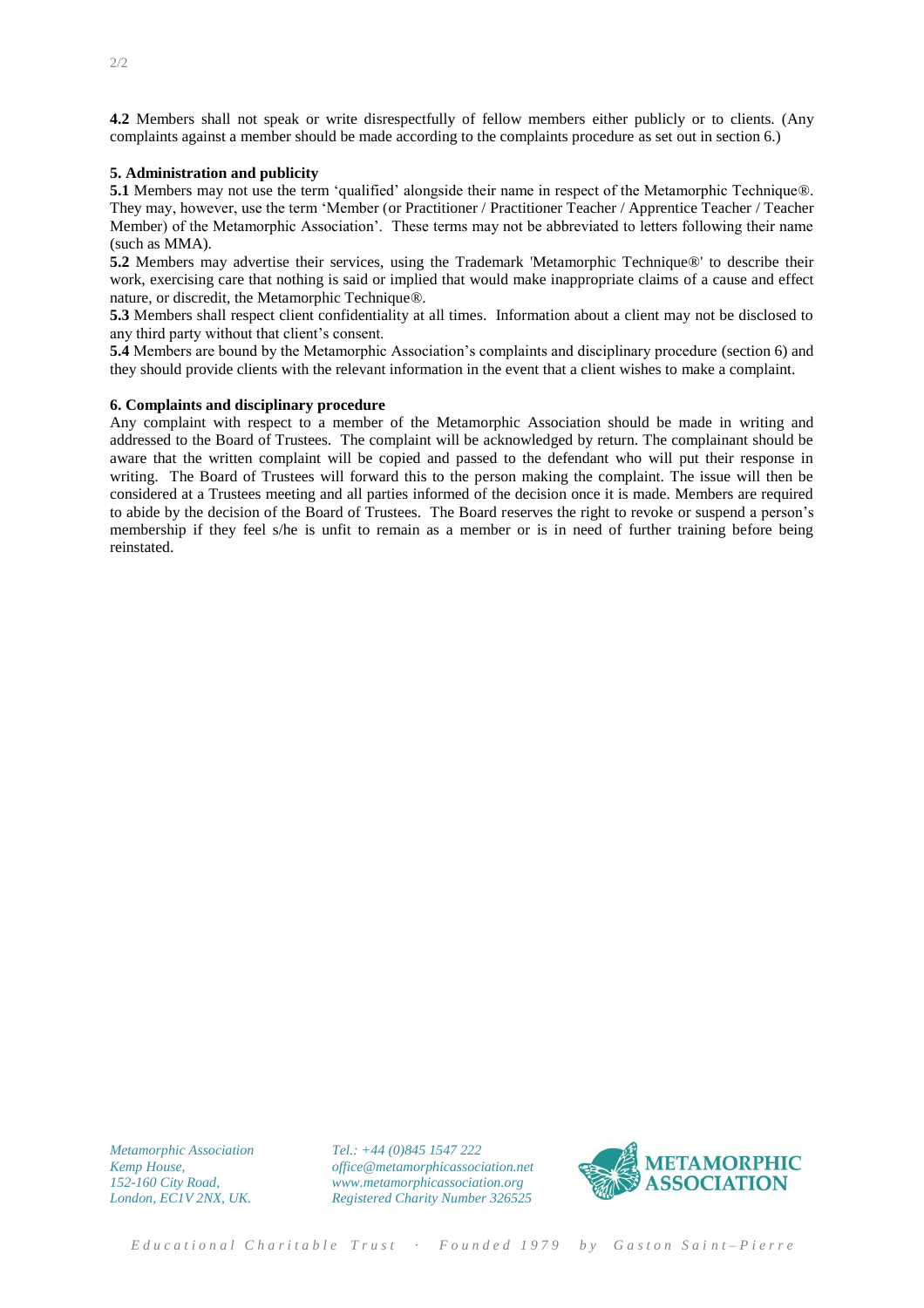**4.2** Members shall not speak or write disrespectfully of fellow members either publicly or to clients. (Any complaints against a member should be made according to the complaints procedure as set out in section 6.)

**5. Administration and publicity**

**5.1** Members may not use the term 'qualified' alongside their name in respect of the Metamorphic Technique®. They may, however, use the term 'Member (or Practitioner / Practitioner Teacher / Apprentice Teacher / Teacher Member) of the Metamorphic Association'. These terms may not be abbreviated to letters following their name (such as MMA).

**5.2** Members may advertise their services, using the Trademark 'Metamorphic Technique®' to describe their work, exercising care that nothing is said or implied that would make inappropriate claims of a cause and effect nature, or discredit, the Metamorphic Technique®.

**5.3** Members shall respect client confidentiality at all times. Information about a client may not be disclosed to any third party without that client's consent.

**5.4** Members are bound by the Metamorphic Association's complaints and disciplinary procedure (section 6) and they should provide clients with the relevant information in the event that a client wishes to make a complaint.

**6. Complaints and disciplinary procedure**

Any complaint with respect to a member of the Metamorphic Association should be made in writing and addressed to the Board of Trustees. The complaint will be acknowledged by return. The complainant should be aware that the written complaint will be copied and passed to the defendant who will put their response in writing. The Board of Trustees will forward this to the person making the complaint. The issue will then be considered at a Trustees meeting and all parties informed of the decision once it is made. Members are required to abide by the decision of the Board of Trustees. The Board reserves the right to revoke or suspend a person's membership if they feel s/he is unfit to remain as a member or is in need of further training before being reinstated.

*Metamorphic Association*
*Kemp House,*
*152-160 City Road,*
*London, EC1V 2NX, UK.*

*Tel.: +44 (0)845 1547 222*
*office@metamorphicassociation.net*
*www.metamorphicassociation.org*
*Registered Charity Number 326525*

METAMORPHIC ASSOCIATION

*Educational Charitable Trust · Founded 1979 by Gaston Saint–Pierre*